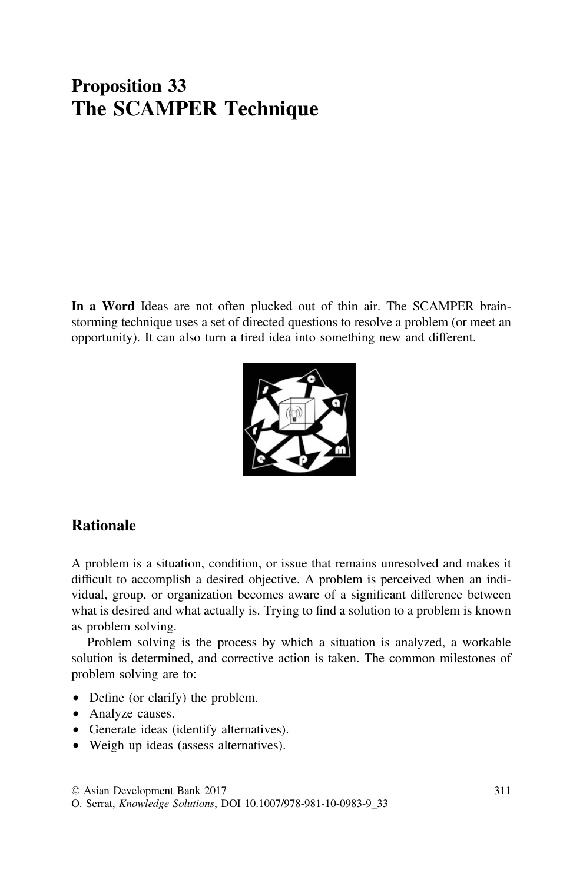# Proposition 33
# The SCAMPER Technique

**In a Word** Ideas are not often plucked out of thin air. The SCAMPER brainstorming technique uses a set of directed questions to resolve a problem (or meet an opportunity). It can also turn a tired idea into something new and different.

## Rationale

A problem is a situation, condition, or issue that remains unresolved and makes it difficult to accomplish a desired objective. A problem is perceived when an individual, group, or organization becomes aware of a significant difference between what is desired and what actually is. Trying to find a solution to a problem is known as problem solving.

Problem solving is the process by which a situation is analyzed, a workable solution is determined, and corrective action is taken. The common milestones of problem solving are to:

- Define (or clarify) the problem.
- Analyze causes.
- Generate ideas (identify alternatives).
- Weigh up ideas (assess alternatives).

© Asian Development Bank 2017
O. Serrat, *Knowledge Solutions*, DOI 10.1007/978-981-10-0983-9_33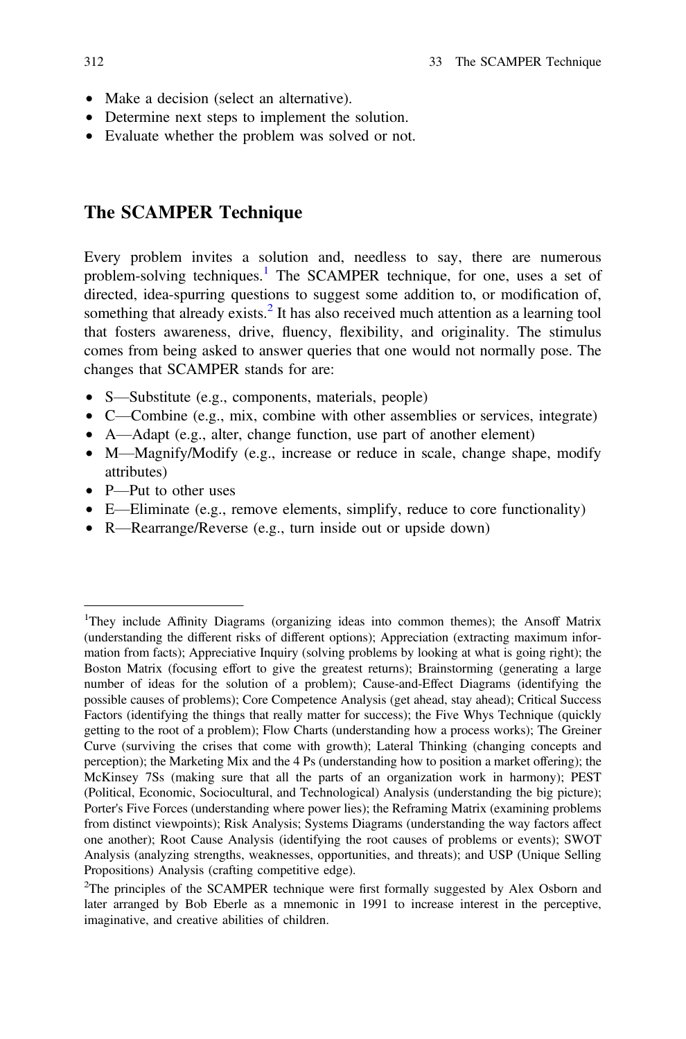- Make a decision (select an alternative).
- Determine next steps to implement the solution.
- Evaluate whether the problem was solved or not.

## The SCAMPER Technique

Every problem invites a solution and, needless to say, there are numerous problem-solving techniques.[1] The SCAMPER technique, for one, uses a set of directed, idea-spurring questions to suggest some addition to, or modification of, something that already exists.[2] It has also received much attention as a learning tool that fosters awareness, drive, fluency, flexibility, and originality. The stimulus comes from being asked to answer queries that one would not normally pose. The changes that SCAMPER stands for are:

- S—Substitute (e.g., components, materials, people)
- C—Combine (e.g., mix, combine with other assemblies or services, integrate)
- A—Adapt (e.g., alter, change function, use part of another element)
- M—Magnify/Modify (e.g., increase or reduce in scale, change shape, modify attributes)
- P—Put to other uses
- E—Eliminate (e.g., remove elements, simplify, reduce to core functionality)
- R—Rearrange/Reverse (e.g., turn inside out or upside down)

---

[1]They include Affinity Diagrams (organizing ideas into common themes); the Ansoff Matrix (understanding the different risks of different options); Appreciation (extracting maximum information from facts); Appreciative Inquiry (solving problems by looking at what is going right); the Boston Matrix (focusing effort to give the greatest returns); Brainstorming (generating a large number of ideas for the solution of a problem); Cause-and-Effect Diagrams (identifying the possible causes of problems); Core Competence Analysis (get ahead, stay ahead); Critical Success Factors (identifying the things that really matter for success); the Five Whys Technique (quickly getting to the root of a problem); Flow Charts (understanding how a process works); The Greiner Curve (surviving the crises that come with growth); Lateral Thinking (changing concepts and perception); the Marketing Mix and the 4 Ps (understanding how to position a market offering); the McKinsey 7Ss (making sure that all the parts of an organization work in harmony); PEST (Political, Economic, Sociocultural, and Technological) Analysis (understanding the big picture); Porter's Five Forces (understanding where power lies); the Reframing Matrix (examining problems from distinct viewpoints); Risk Analysis; Systems Diagrams (understanding the way factors affect one another); Root Cause Analysis (identifying the root causes of problems or events); SWOT Analysis (analyzing strengths, weaknesses, opportunities, and threats); and USP (Unique Selling Propositions) Analysis (crafting competitive edge).

[2]The principles of the SCAMPER technique were first formally suggested by Alex Osborn and later arranged by Bob Eberle as a mnemonic in 1991 to increase interest in the perceptive, imaginative, and creative abilities of children.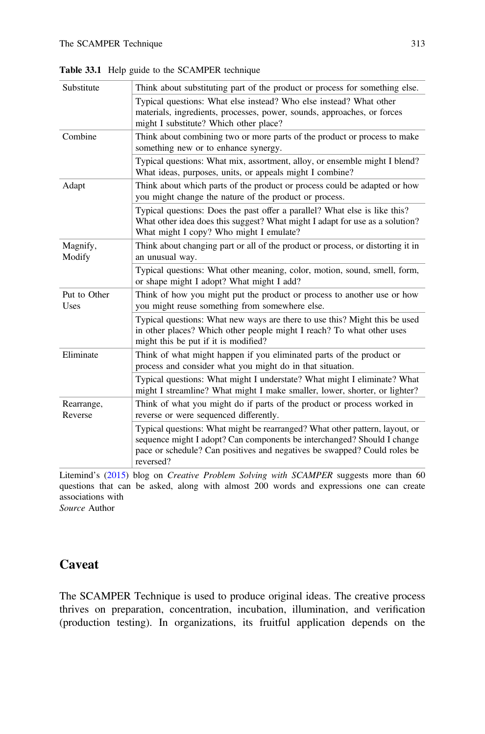**Table 33.1** Help guide to the SCAMPER technique

| | |
|---|---|
| Substitute | Think about substituting part of the product or process for something else. |
| | Typical questions: What else instead? Who else instead? What other materials, ingredients, processes, power, sounds, approaches, or forces might I substitute? Which other place? |
| Combine | Think about combining two or more parts of the product or process to make something new or to enhance synergy. |
| | Typical questions: What mix, assortment, alloy, or ensemble might I blend? What ideas, purposes, units, or appeals might I combine? |
| Adapt | Think about which parts of the product or process could be adapted or how you might change the nature of the product or process. |
| | Typical questions: Does the past offer a parallel? What else is like this? What other idea does this suggest? What might I adapt for use as a solution? What might I copy? Who might I emulate? |
| Magnify, Modify | Think about changing part or all of the product or process, or distorting it in an unusual way. |
| | Typical questions: What other meaning, color, motion, sound, smell, form, or shape might I adopt? What might I add? |
| Put to Other Uses | Think of how you might put the product or process to another use or how you might reuse something from somewhere else. |
| | Typical questions: What new ways are there to use this? Might this be used in other places? Which other people might I reach? To what other uses might this be put if it is modified? |
| Eliminate | Think of what might happen if you eliminated parts of the product or process and consider what you might do in that situation. |
| | Typical questions: What might I understate? What might I eliminate? What might I streamline? What might I make smaller, lower, shorter, or lighter? |
| Rearrange, Reverse | Think of what you might do if parts of the product or process worked in reverse or were sequenced differently. |
| | Typical questions: What might be rearranged? What other pattern, layout, or sequence might I adopt? Can components be interchanged? Should I change pace or schedule? Can positives and negatives be swapped? Could roles be reversed? |

Litemind's (2015) blog on *Creative Problem Solving with SCAMPER* suggests more than 60 questions that can be asked, along with almost 200 words and expressions one can create associations with

*Source* Author

## Caveat

The SCAMPER Technique is used to produce original ideas. The creative process thrives on preparation, concentration, incubation, illumination, and verification (production testing). In organizations, its fruitful application depends on the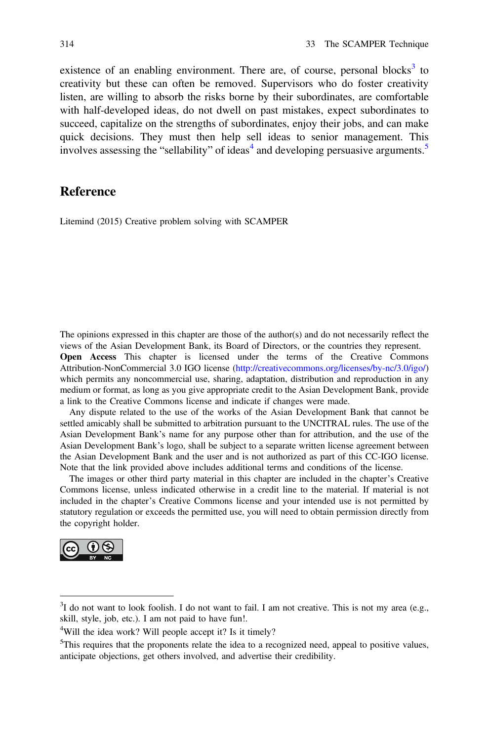existence of an enabling environment. There are, of course, personal blocks[3] to creativity but these can often be removed. Supervisors who do foster creativity listen, are willing to absorb the risks borne by their subordinates, are comfortable with half-developed ideas, do not dwell on past mistakes, expect subordinates to succeed, capitalize on the strengths of subordinates, enjoy their jobs, and can make quick decisions. They must then help sell ideas to senior management. This involves assessing the "sellability" of ideas[4] and developing persuasive arguments.[5]

## Reference

Litemind (2015) Creative problem solving with SCAMPER

The opinions expressed in this chapter are those of the author(s) and do not necessarily reflect the views of the Asian Development Bank, its Board of Directors, or the countries they represent.

**Open Access** This chapter is licensed under the terms of the Creative Commons Attribution-NonCommercial 3.0 IGO license (http://creativecommons.org/licenses/by-nc/3.0/igo/) which permits any noncommercial use, sharing, adaptation, distribution and reproduction in any medium or format, as long as you give appropriate credit to the Asian Development Bank, provide a link to the Creative Commons license and indicate if changes were made.

Any dispute related to the use of the works of the Asian Development Bank that cannot be settled amicably shall be submitted to arbitration pursuant to the UNCITRAL rules. The use of the Asian Development Bank's name for any purpose other than for attribution, and the use of the Asian Development Bank's logo, shall be subject to a separate written license agreement between the Asian Development Bank and the user and is not authorized as part of this CC-IGO license. Note that the link provided above includes additional terms and conditions of the license.

The images or other third party material in this chapter are included in the chapter's Creative Commons license, unless indicated otherwise in a credit line to the material. If material is not included in the chapter's Creative Commons license and your intended use is not permitted by statutory regulation or exceeds the permitted use, you will need to obtain permission directly from the copyright holder.

---

[3] I do not want to look foolish. I do not want to fail. I am not creative. This is not my area (e.g., skill, style, job, etc.). I am not paid to have fun!.

[4] Will the idea work? Will people accept it? Is it timely?

[5] This requires that the proponents relate the idea to a recognized need, appeal to positive values, anticipate objections, get others involved, and advertise their credibility.